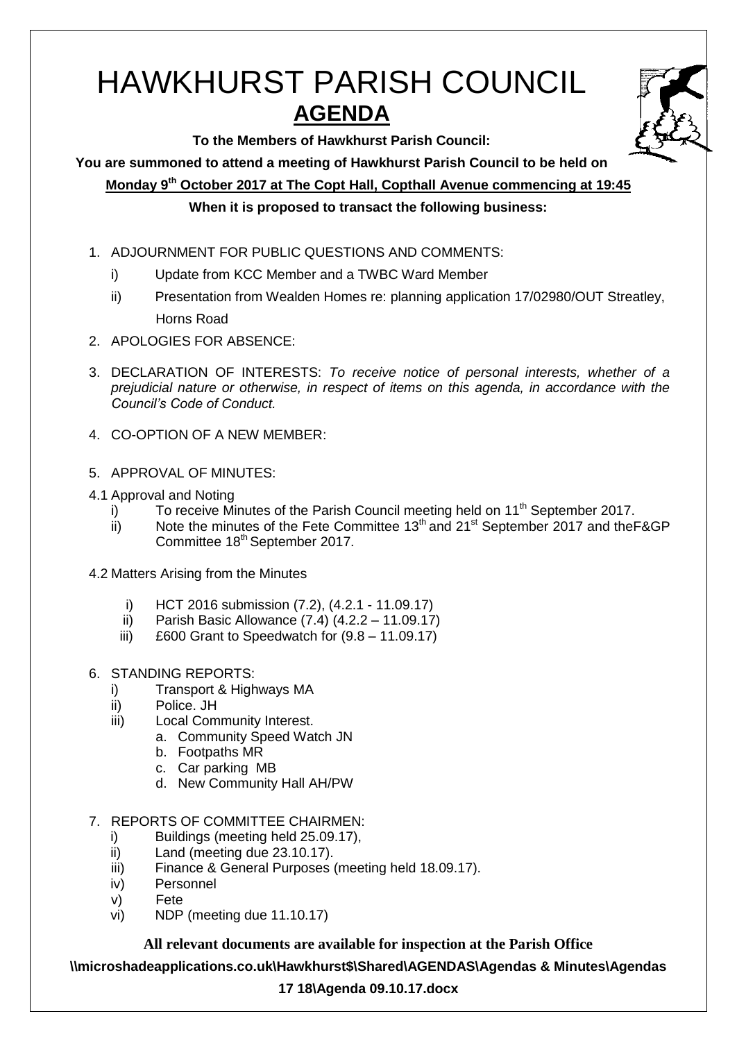# HAWKHURST PARISH COUNCIL

## AGENDA

**To the Members of Hawkhurst Parish Council:**

**You are summoned to attend a meeting of Hawkhurst Parish Council to be held on**

**Monday 9th October 2017 at The Copt Hall, Copthall Avenue commencing at 19:45**

**When it is proposed to transact the following business:**

1. ADJOURNMENT FOR PUBLIC QUESTIONS AND COMMENTS:
   - i) Update from KCC Member and a TWBC Ward Member
   - ii) Presentation from Wealden Homes re: planning application 17/02980/OUT Streatley, Horns Road
2. APOLOGIES FOR ABSENCE:
3. DECLARATION OF INTERESTS: *To receive notice of personal interests, whether of a prejudicial nature or otherwise, in respect of items on this agenda, in accordance with the Council's Code of Conduct.*
4. CO-OPTION OF A NEW MEMBER:
5. APPROVAL OF MINUTES:

4.1 Approval and Noting
   - i) To receive Minutes of the Parish Council meeting held on 11th September 2017.
   - ii) Note the minutes of the Fete Committee 13th and 21st September 2017 and theF&GP Committee 18th September 2017.

4.2 Matters Arising from the Minutes
   - i) HCT 2016 submission (7.2), (4.2.1 - 11.09.17)
   - ii) Parish Basic Allowance (7.4) (4.2.2 – 11.09.17)
   - iii) £600 Grant to Speedwatch for (9.8 – 11.09.17)

6. STANDING REPORTS:
   - i) Transport & Highways MA
   - ii) Police. JH
   - iii) Local Community Interest.
     - a. Community Speed Watch JN
     - b. Footpaths MR
     - c. Car parking MB
     - d. New Community Hall AH/PW
7. REPORTS OF COMMITTEE CHAIRMEN:
   - i) Buildings (meeting held 25.09.17),
   - ii) Land (meeting due 23.10.17).
   - iii) Finance & General Purposes (meeting held 18.09.17).
   - iv) Personnel
   - v) Fete
   - vi) NDP (meeting due 11.10.17)

**All relevant documents are available for inspection at the Parish Office**

**\\microshadeapplications.co.uk\Hawkhurst$\Shared\AGENDAS\Agendas & Minutes\Agendas 17 18\Agenda 09.10.17.docx**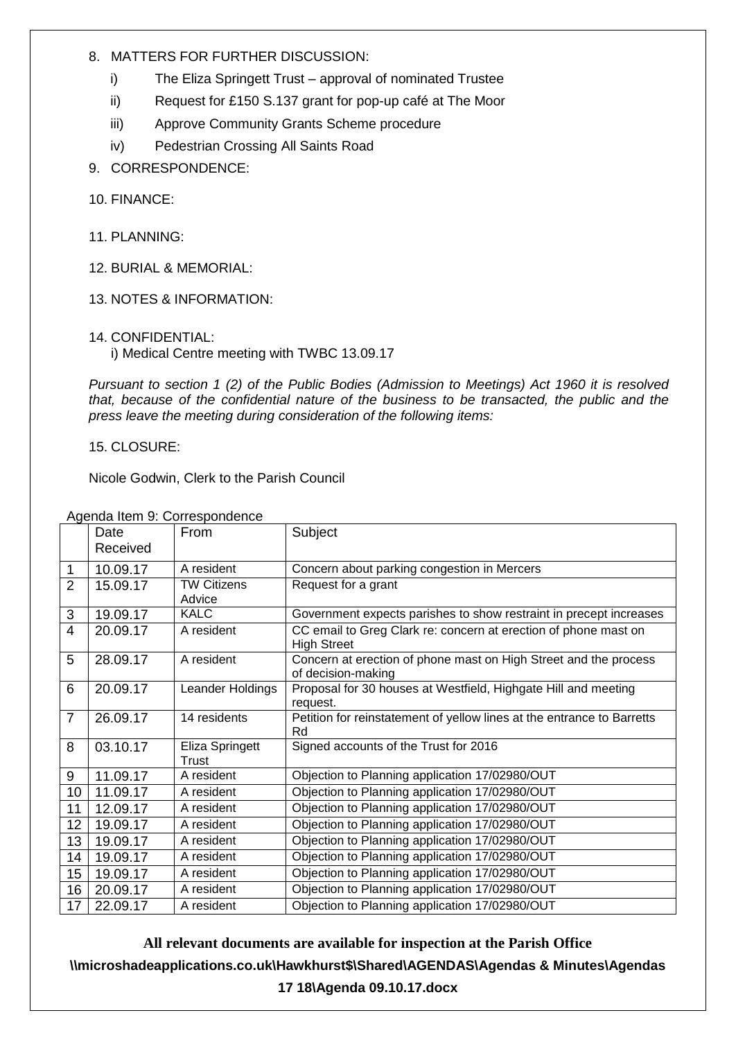8. MATTERS FOR FURTHER DISCUSSION:
   - i) The Eliza Springett Trust – approval of nominated Trustee
   - ii) Request for £150 S.137 grant for pop-up café at The Moor
   - iii) Approve Community Grants Scheme procedure
   - iv) Pedestrian Crossing All Saints Road

9. CORRESPONDENCE:

10. FINANCE:

11. PLANNING:

12. BURIAL & MEMORIAL:

13. NOTES & INFORMATION:

14. CONFIDENTIAL:
   i) Medical Centre meeting with TWBC 13.09.17

*Pursuant to section 1 (2) of the Public Bodies (Admission to Meetings) Act 1960 it is resolved that, because of the confidential nature of the business to be transacted, the public and the press leave the meeting during consideration of the following items:*

15. CLOSURE:

Nicole Godwin, Clerk to the Parish Council

Agenda Item 9: Correspondence

| | Date Received | From | Subject |
|---|---|---|---|
| 1 | 10.09.17 | A resident | Concern about parking congestion in Mercers |
| 2 | 15.09.17 | TW Citizens Advice | Request for a grant |
| 3 | 19.09.17 | KALC | Government expects parishes to show restraint in precept increases |
| 4 | 20.09.17 | A resident | CC email to Greg Clark re: concern at erection of phone mast on High Street |
| 5 | 28.09.17 | A resident | Concern at erection of phone mast on High Street and the process of decision-making |
| 6 | 20.09.17 | Leander Holdings | Proposal for 30 houses at Westfield, Highgate Hill and meeting request. |
| 7 | 26.09.17 | 14 residents | Petition for reinstatement of yellow lines at the entrance to Barretts Rd |
| 8 | 03.10.17 | Eliza Springett Trust | Signed accounts of the Trust for 2016 |
| 9 | 11.09.17 | A resident | Objection to Planning application 17/02980/OUT |
| 10 | 11.09.17 | A resident | Objection to Planning application 17/02980/OUT |
| 11 | 12.09.17 | A resident | Objection to Planning application 17/02980/OUT |
| 12 | 19.09.17 | A resident | Objection to Planning application 17/02980/OUT |
| 13 | 19.09.17 | A resident | Objection to Planning application 17/02980/OUT |
| 14 | 19.09.17 | A resident | Objection to Planning application 17/02980/OUT |
| 15 | 19.09.17 | A resident | Objection to Planning application 17/02980/OUT |
| 16 | 20.09.17 | A resident | Objection to Planning application 17/02980/OUT |
| 17 | 22.09.17 | A resident | Objection to Planning application 17/02980/OUT |

**All relevant documents are available for inspection at the Parish Office**

**\\microshadeapplications.co.uk\Hawkhurst$\Shared\AGENDAS\Agendas & Minutes\Agendas 17 18\Agenda 09.10.17.docx**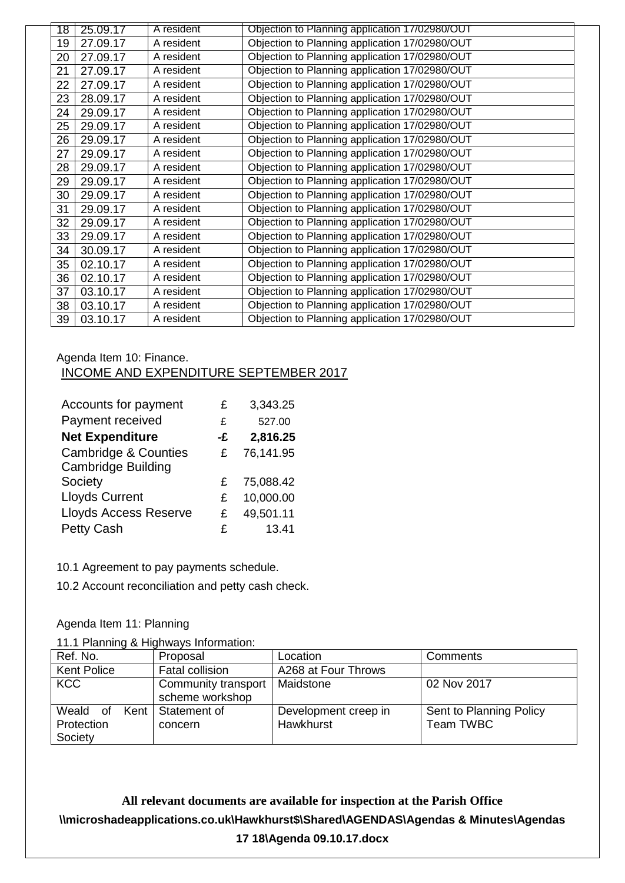| | | | |
|---|---|---|---|
| 18 | 25.09.17 | A resident | Objection to Planning application 17/02980/OUT |
| 19 | 27.09.17 | A resident | Objection to Planning application 17/02980/OUT |
| 20 | 27.09.17 | A resident | Objection to Planning application 17/02980/OUT |
| 21 | 27.09.17 | A resident | Objection to Planning application 17/02980/OUT |
| 22 | 27.09.17 | A resident | Objection to Planning application 17/02980/OUT |
| 23 | 28.09.17 | A resident | Objection to Planning application 17/02980/OUT |
| 24 | 29.09.17 | A resident | Objection to Planning application 17/02980/OUT |
| 25 | 29.09.17 | A resident | Objection to Planning application 17/02980/OUT |
| 26 | 29.09.17 | A resident | Objection to Planning application 17/02980/OUT |
| 27 | 29.09.17 | A resident | Objection to Planning application 17/02980/OUT |
| 28 | 29.09.17 | A resident | Objection to Planning application 17/02980/OUT |
| 29 | 29.09.17 | A resident | Objection to Planning application 17/02980/OUT |
| 30 | 29.09.17 | A resident | Objection to Planning application 17/02980/OUT |
| 31 | 29.09.17 | A resident | Objection to Planning application 17/02980/OUT |
| 32 | 29.09.17 | A resident | Objection to Planning application 17/02980/OUT |
| 33 | 29.09.17 | A resident | Objection to Planning application 17/02980/OUT |
| 34 | 30.09.17 | A resident | Objection to Planning application 17/02980/OUT |
| 35 | 02.10.17 | A resident | Objection to Planning application 17/02980/OUT |
| 36 | 02.10.17 | A resident | Objection to Planning application 17/02980/OUT |
| 37 | 03.10.17 | A resident | Objection to Planning application 17/02980/OUT |
| 38 | 03.10.17 | A resident | Objection to Planning application 17/02980/OUT |
| 39 | 03.10.17 | A resident | Objection to Planning application 17/02980/OUT |

Agenda Item 10: Finance.

INCOME AND EXPENDITURE SEPTEMBER 2017

| | | |
|---|---|---|
| Accounts for payment | £ | 3,343.25 |
| Payment received | £ | 527.00 |
| **Net Expenditure** | **-£** | **2,816.25** |
| Cambridge & Counties | £ | 76,141.95 |
| Cambridge Building Society | £ | 75,088.42 |
| Lloyds Current | £ | 10,000.00 |
| Lloyds Access Reserve | £ | 49,501.11 |
| Petty Cash | £ | 13.41 |

10.1 Agreement to pay payments schedule.

10.2 Account reconciliation and petty cash check.

Agenda Item 11: Planning

11.1 Planning & Highways Information:

| Ref. No. | Proposal | Location | Comments |
|---|---|---|---|
| Kent Police | Fatal collision | A268 at Four Throws | |
| KCC | Community transport scheme workshop | Maidstone | 02 Nov 2017 |
| Weald of Kent Protection Society | Statement of concern | Development creep in Hawkhurst | Sent to Planning Policy Team TWBC |

**All relevant documents are available for inspection at the Parish Office**

**\\microshadeapplications.co.uk\Hawkhurst$\Shared\AGENDAS\Agendas & Minutes\Agendas 17 18\Agenda 09.10.17.docx**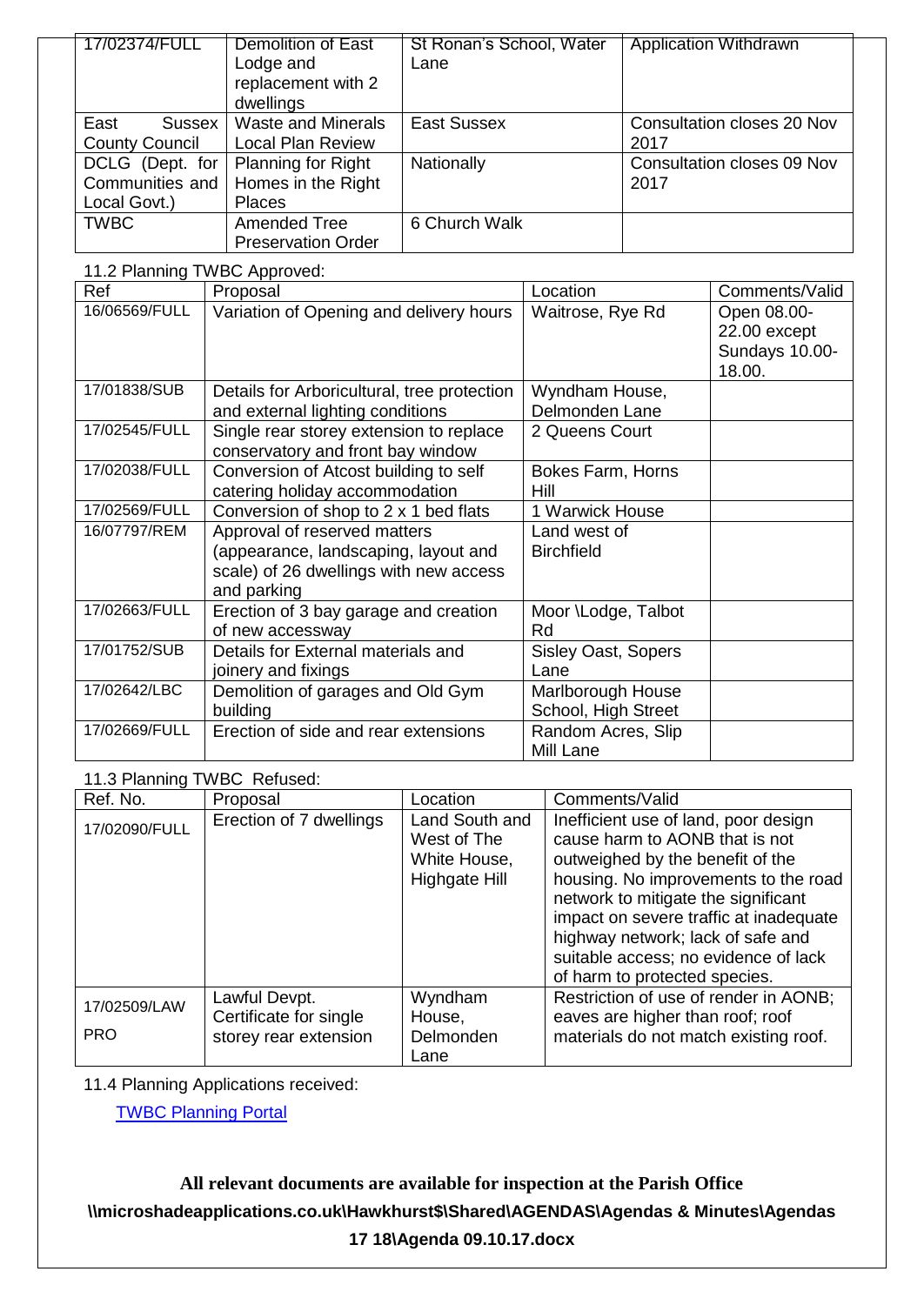| | | | |
|---|---|---|---|
| 17/02374/FULL | Demolition of East Lodge and replacement with 2 dwellings | St Ronan's School, Water Lane | Application Withdrawn |
| East Sussex County Council | Waste and Minerals Local Plan Review | East Sussex | Consultation closes 20 Nov 2017 |
| DCLG (Dept. for Communities and Local Govt.) | Planning for Right Homes in the Right Places | Nationally | Consultation closes 09 Nov 2017 |
| TWBC | Amended Tree Preservation Order | 6 Church Walk | |

11.2 Planning TWBC Approved:

| Ref | Proposal | Location | Comments/Valid |
|---|---|---|---|
| 16/06569/FULL | Variation of Opening and delivery hours | Waitrose, Rye Rd | Open 08.00-22.00 except Sundays 10.00-18.00. |
| 17/01838/SUB | Details for Arboricultural, tree protection and external lighting conditions | Wyndham House, Delmonden Lane | |
| 17/02545/FULL | Single rear storey extension to replace conservatory and front bay window | 2 Queens Court | |
| 17/02038/FULL | Conversion of Atcost building to self catering holiday accommodation | Bokes Farm, Horns Hill | |
| 17/02569/FULL | Conversion of shop to 2 x 1 bed flats | 1 Warwick House | |
| 16/07797/REM | Approval of reserved matters (appearance, landscaping, layout and scale) of 26 dwellings with new access and parking | Land west of Birchfield | |
| 17/02663/FULL | Erection of 3 bay garage and creation of new accessway | Moor \Lodge, Talbot Rd | |
| 17/01752/SUB | Details for External materials and joinery and fixings | Sisley Oast, Sopers Lane | |
| 17/02642/LBC | Demolition of garages and Old Gym building | Marlborough House School, High Street | |
| 17/02669/FULL | Erection of side and rear extensions | Random Acres, Slip Mill Lane | |

11.3 Planning TWBC Refused:

| Ref. No. | Proposal | Location | Comments/Valid |
|---|---|---|---|
| 17/02090/FULL | Erection of 7 dwellings | Land South and West of The White House, Highgate Hill | Inefficient use of land, poor design cause harm to AONB that is not outweighed by the benefit of the housing. No improvements to the road network to mitigate the significant impact on severe traffic at inadequate highway network; lack of safe and suitable access; no evidence of lack of harm to protected species. |
| 17/02509/LAW PRO | Lawful Devpt. Certificate for single storey rear extension | Wyndham House, Delmonden Lane | Restriction of use of render in AONB; eaves are higher than roof; roof materials do not match existing roof. |

11.4 Planning Applications received:

TWBC Planning Portal

**All relevant documents are available for inspection at the Parish Office**

**\\microshadeapplications.co.uk\Hawkhurst$\Shared\AGENDAS\Agendas & Minutes\Agendas 17 18\Agenda 09.10.17.docx**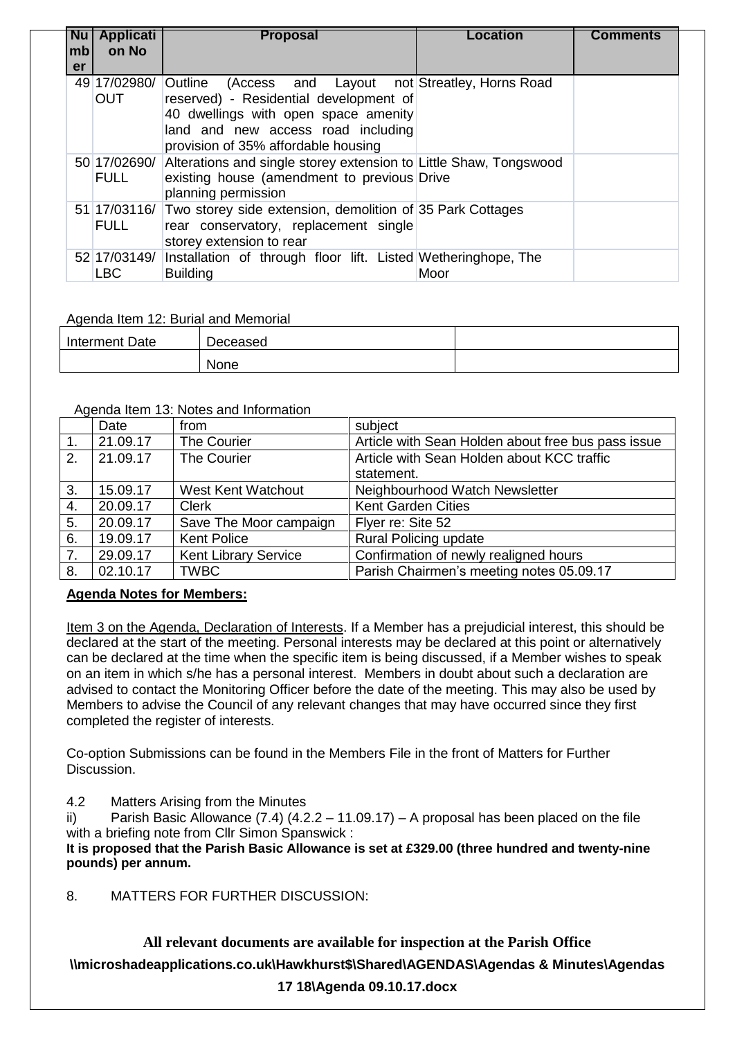| Number | Application No | Proposal | Location | Comments |
|---|---|---|---|---|
| 49 | 17/02980/OUT | Outline (Access and Layout not reserved) - Residential development of 40 dwellings with open space amenity land and new access road including provision of 35% affordable housing | Streatley, Horns Road | |
| 50 | 17/02690/FULL | Alterations and single storey extension to existing house (amendment to previous planning permission | Little Shaw, Tongswood Drive | |
| 51 | 17/03116/FULL | Two storey side extension, demolition of rear conservatory, replacement single storey extension to rear | 35 Park Cottages | |
| 52 | 17/03149/LBC | Installation of through floor lift. Listed Building | Wetheringhope, The Moor | |

Agenda Item 12: Burial and Memorial

| Interment Date | Deceased | |
|---|---|---|
| | None | |

Agenda Item 13: Notes and Information

| | Date | from | subject |
|---|---|---|---|
| 1. | 21.09.17 | The Courier | Article with Sean Holden about free bus pass issue |
| 2. | 21.09.17 | The Courier | Article with Sean Holden about KCC traffic statement. |
| 3. | 15.09.17 | West Kent Watchout | Neighbourhood Watch Newsletter |
| 4. | 20.09.17 | Clerk | Kent Garden Cities |
| 5. | 20.09.17 | Save The Moor campaign | Flyer re: Site 52 |
| 6. | 19.09.17 | Kent Police | Rural Policing update |
| 7. | 29.09.17 | Kent Library Service | Confirmation of newly realigned hours |
| 8. | 02.10.17 | TWBC | Parish Chairmen's meeting notes 05.09.17 |

**Agenda Notes for Members:**

Item 3 on the Agenda, Declaration of Interests. If a Member has a prejudicial interest, this should be declared at the start of the meeting. Personal interests may be declared at this point or alternatively can be declared at the time when the specific item is being discussed, if a Member wishes to speak on an item in which s/he has a personal interest. Members in doubt about such a declaration are advised to contact the Monitoring Officer before the date of the meeting. This may also be used by Members to advise the Council of any relevant changes that may have occurred since they first completed the register of interests.

Co-option Submissions can be found in the Members File in the front of Matters for Further Discussion.

4.2 Matters Arising from the Minutes

ii) Parish Basic Allowance (7.4) (4.2.2 – 11.09.17) – A proposal has been placed on the file with a briefing note from Cllr Simon Spanswick :

**It is proposed that the Parish Basic Allowance is set at £329.00 (three hundred and twenty-nine pounds) per annum.**

8. MATTERS FOR FURTHER DISCUSSION:

**All relevant documents are available for inspection at the Parish Office**

**\\microshadeapplications.co.uk\Hawkhurst$\Shared\AGENDAS\Agendas & Minutes\Agendas 17 18\Agenda 09.10.17.docx**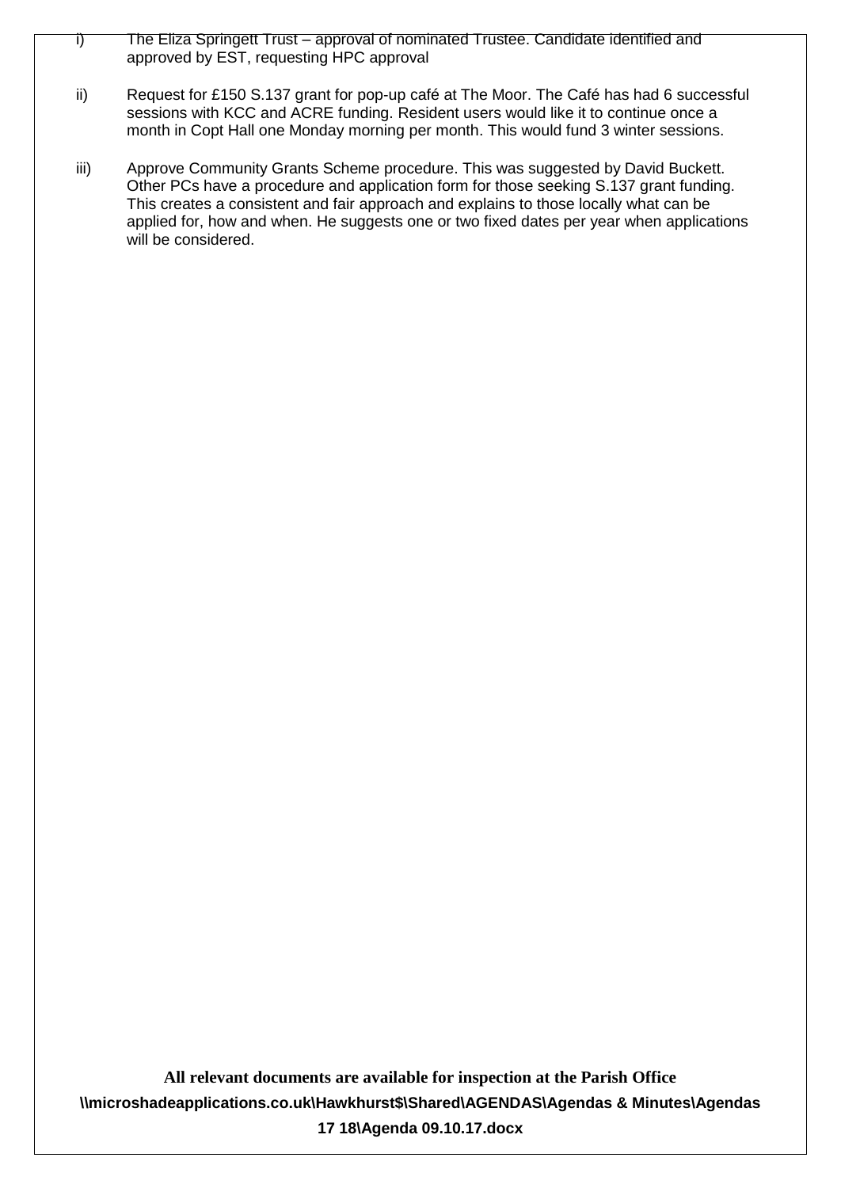i) The Eliza Springett Trust – approval of nominated Trustee. Candidate identified and approved by EST, requesting HPC approval

ii) Request for £150 S.137 grant for pop-up café at The Moor. The Café has had 6 successful sessions with KCC and ACRE funding. Resident users would like it to continue once a month in Copt Hall one Monday morning per month. This would fund 3 winter sessions.

iii) Approve Community Grants Scheme procedure. This was suggested by David Buckett. Other PCs have a procedure and application form for those seeking S.137 grant funding. This creates a consistent and fair approach and explains to those locally what can be applied for, how and when. He suggests one or two fixed dates per year when applications will be considered.

**All relevant documents are available for inspection at the Parish Office**

**\\microshadeapplications.co.uk\Hawkhurst$\Shared\AGENDAS\Agendas & Minutes\Agendas 17 18\Agenda 09.10.17.docx**